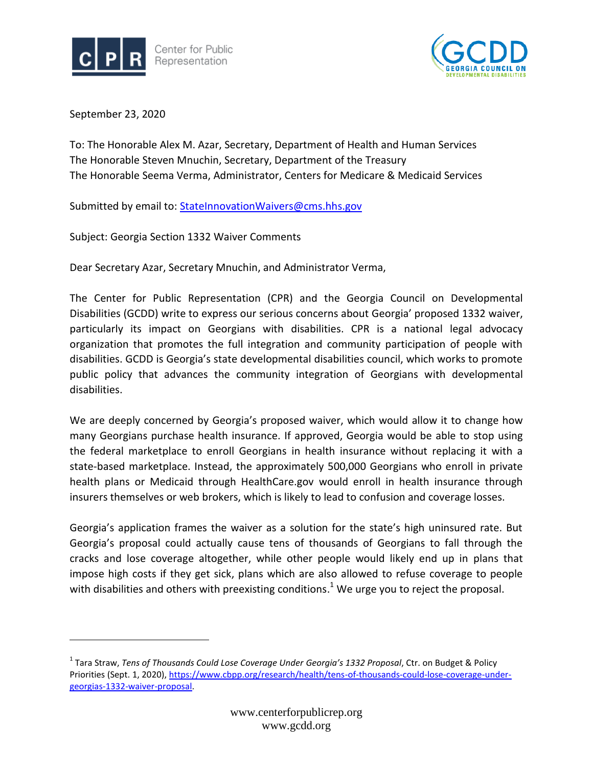CPR Center for Public Representation

GCDD GEORGIA COUNCIL ON DEVELOPMENTAL DISABILITIES

September 23, 2020

To: The Honorable Alex M. Azar, Secretary, Department of Health and Human Services
The Honorable Steven Mnuchin, Secretary, Department of the Treasury
The Honorable Seema Verma, Administrator, Centers for Medicare & Medicaid Services

Submitted by email to: StateInnovationWaivers@cms.hhs.gov

Subject: Georgia Section 1332 Waiver Comments

Dear Secretary Azar, Secretary Mnuchin, and Administrator Verma,

The Center for Public Representation (CPR) and the Georgia Council on Developmental Disabilities (GCDD) write to express our serious concerns about Georgia' proposed 1332 waiver, particularly its impact on Georgians with disabilities. CPR is a national legal advocacy organization that promotes the full integration and community participation of people with disabilities. GCDD is Georgia's state developmental disabilities council, which works to promote public policy that advances the community integration of Georgians with developmental disabilities.

We are deeply concerned by Georgia's proposed waiver, which would allow it to change how many Georgians purchase health insurance. If approved, Georgia would be able to stop using the federal marketplace to enroll Georgians in health insurance without replacing it with a state-based marketplace. Instead, the approximately 500,000 Georgians who enroll in private health plans or Medicaid through HealthCare.gov would enroll in health insurance through insurers themselves or web brokers, which is likely to lead to confusion and coverage losses.

Georgia's application frames the waiver as a solution for the state's high uninsured rate. But Georgia's proposal could actually cause tens of thousands of Georgians to fall through the cracks and lose coverage altogether, while other people would likely end up in plans that impose high costs if they get sick, plans which are also allowed to refuse coverage to people with disabilities and others with preexisting conditions.[1] We urge you to reject the proposal.

[1] Tara Straw, *Tens of Thousands Could Lose Coverage Under Georgia's 1332 Proposal*, Ctr. on Budget & Policy Priorities (Sept. 1, 2020), https://www.cbpp.org/research/health/tens-of-thousands-could-lose-coverage-under-georgias-1332-waiver-proposal.

www.centerforpublicrep.org
www.gcdd.org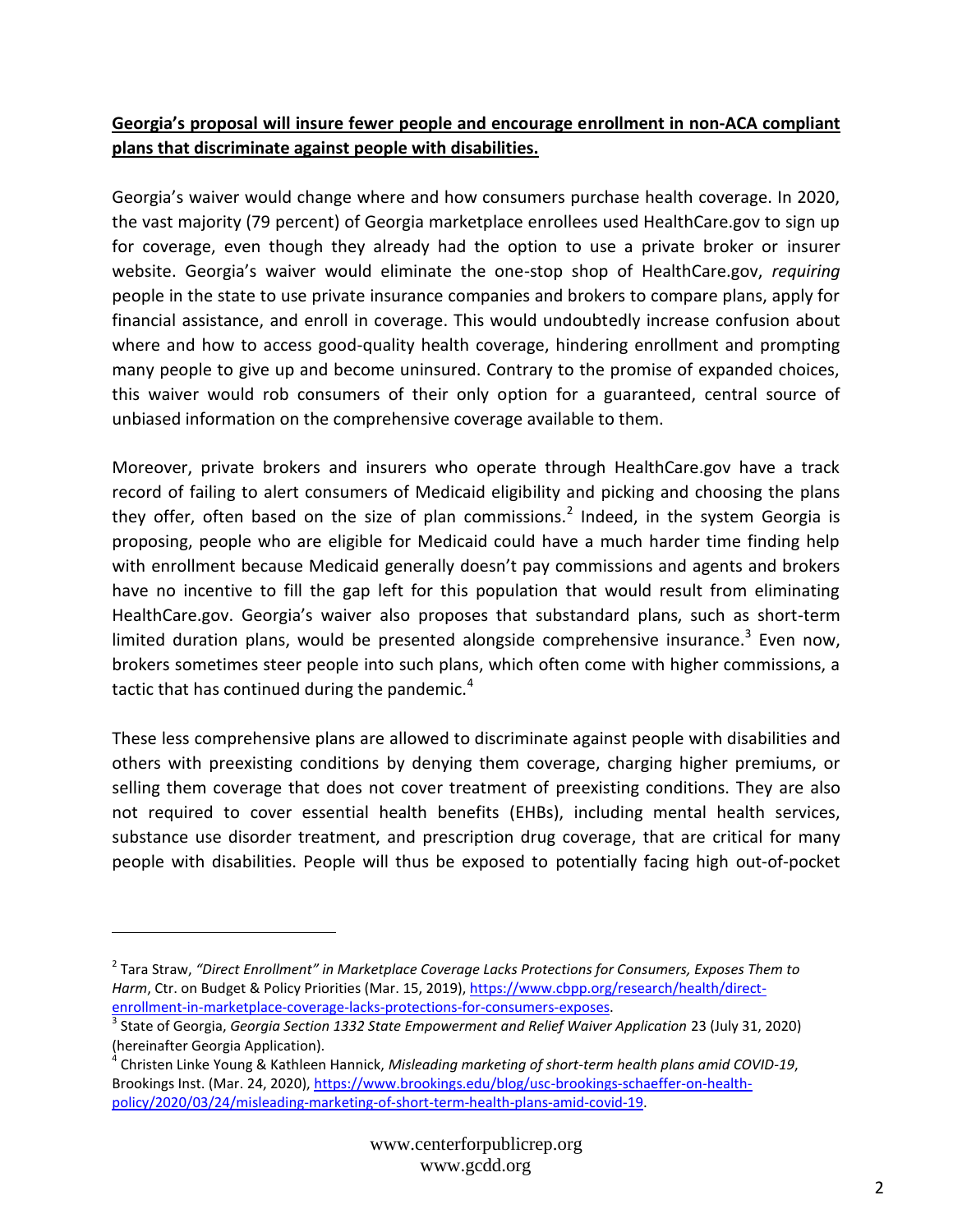**Georgia's proposal will insure fewer people and encourage enrollment in non-ACA compliant plans that discriminate against people with disabilities.**

Georgia's waiver would change where and how consumers purchase health coverage. In 2020, the vast majority (79 percent) of Georgia marketplace enrollees used HealthCare.gov to sign up for coverage, even though they already had the option to use a private broker or insurer website. Georgia's waiver would eliminate the one-stop shop of HealthCare.gov, *requiring* people in the state to use private insurance companies and brokers to compare plans, apply for financial assistance, and enroll in coverage. This would undoubtedly increase confusion about where and how to access good-quality health coverage, hindering enrollment and prompting many people to give up and become uninsured. Contrary to the promise of expanded choices, this waiver would rob consumers of their only option for a guaranteed, central source of unbiased information on the comprehensive coverage available to them.

Moreover, private brokers and insurers who operate through HealthCare.gov have a track record of failing to alert consumers of Medicaid eligibility and picking and choosing the plans they offer, often based on the size of plan commissions.[2] Indeed, in the system Georgia is proposing, people who are eligible for Medicaid could have a much harder time finding help with enrollment because Medicaid generally doesn't pay commissions and agents and brokers have no incentive to fill the gap left for this population that would result from eliminating HealthCare.gov. Georgia's waiver also proposes that substandard plans, such as short-term limited duration plans, would be presented alongside comprehensive insurance.[3] Even now, brokers sometimes steer people into such plans, which often come with higher commissions, a tactic that has continued during the pandemic.[4]

These less comprehensive plans are allowed to discriminate against people with disabilities and others with preexisting conditions by denying them coverage, charging higher premiums, or selling them coverage that does not cover treatment of preexisting conditions. They are also not required to cover essential health benefits (EHBs), including mental health services, substance use disorder treatment, and prescription drug coverage, that are critical for many people with disabilities. People will thus be exposed to potentially facing high out-of-pocket

---

[2] Tara Straw, *"Direct Enrollment" in Marketplace Coverage Lacks Protections for Consumers, Exposes Them to Harm*, Ctr. on Budget & Policy Priorities (Mar. 15, 2019), https://www.cbpp.org/research/health/direct-enrollment-in-marketplace-coverage-lacks-protections-for-consumers-exposes.

[3] State of Georgia, *Georgia Section 1332 State Empowerment and Relief Waiver Application* 23 (July 31, 2020) (hereinafter Georgia Application).

[4] Christen Linke Young & Kathleen Hannick, *Misleading marketing of short-term health plans amid COVID-19*, Brookings Inst. (Mar. 24, 2020), https://www.brookings.edu/blog/usc-brookings-schaeffer-on-health-policy/2020/03/24/misleading-marketing-of-short-term-health-plans-amid-covid-19.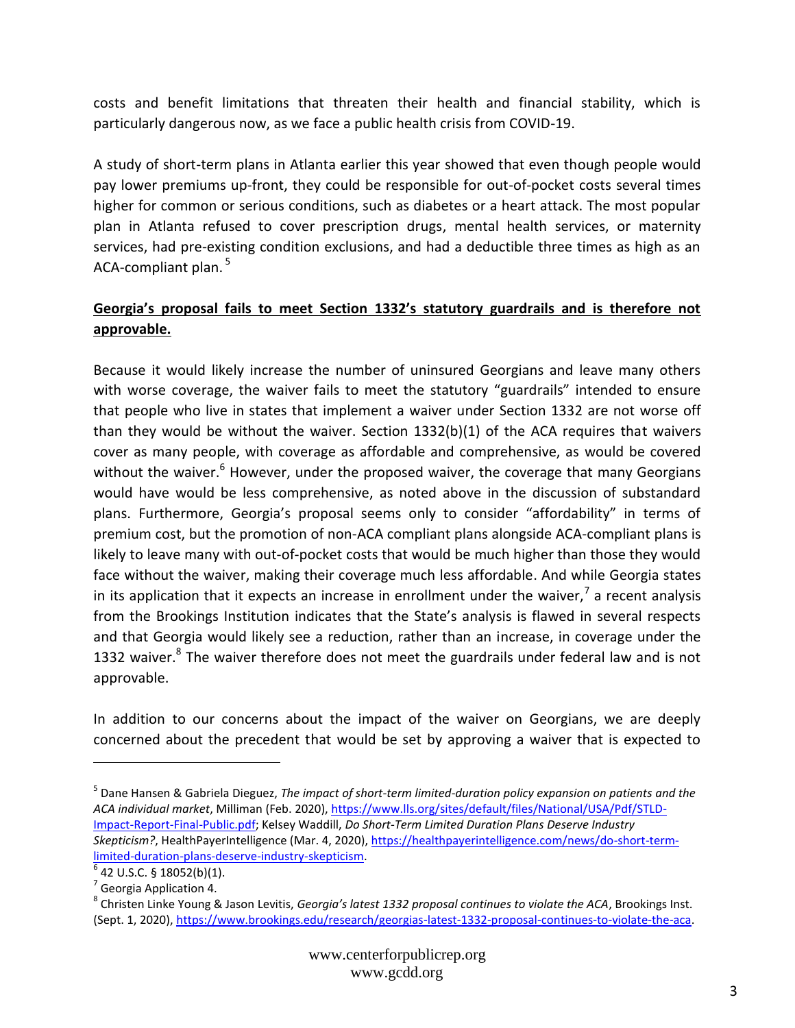costs and benefit limitations that threaten their health and financial stability, which is particularly dangerous now, as we face a public health crisis from COVID-19.

A study of short-term plans in Atlanta earlier this year showed that even though people would pay lower premiums up-front, they could be responsible for out-of-pocket costs several times higher for common or serious conditions, such as diabetes or a heart attack. The most popular plan in Atlanta refused to cover prescription drugs, mental health services, or maternity services, had pre-existing condition exclusions, and had a deductible three times as high as an ACA-compliant plan. [5]

**<u>Georgia's proposal fails to meet Section 1332's statutory guardrails and is therefore not approvable.</u>**

Because it would likely increase the number of uninsured Georgians and leave many others with worse coverage, the waiver fails to meet the statutory "guardrails" intended to ensure that people who live in states that implement a waiver under Section 1332 are not worse off than they would be without the waiver. Section 1332(b)(1) of the ACA requires that waivers cover as many people, with coverage as affordable and comprehensive, as would be covered without the waiver.[6] However, under the proposed waiver, the coverage that many Georgians would have would be less comprehensive, as noted above in the discussion of substandard plans. Furthermore, Georgia's proposal seems only to consider "affordability" in terms of premium cost, but the promotion of non-ACA compliant plans alongside ACA-compliant plans is likely to leave many with out-of-pocket costs that would be much higher than those they would face without the waiver, making their coverage much less affordable. And while Georgia states in its application that it expects an increase in enrollment under the waiver,[7] a recent analysis from the Brookings Institution indicates that the State's analysis is flawed in several respects and that Georgia would likely see a reduction, rather than an increase, in coverage under the 1332 waiver.[8] The waiver therefore does not meet the guardrails under federal law and is not approvable.

In addition to our concerns about the impact of the waiver on Georgians, we are deeply concerned about the precedent that would be set by approving a waiver that is expected to

---

[5] Dane Hansen & Gabriela Dieguez, *The impact of short-term limited-duration policy expansion on patients and the ACA individual market*, Milliman (Feb. 2020), https://www.lls.org/sites/default/files/National/USA/Pdf/STLD-Impact-Report-Final-Public.pdf; Kelsey Waddill, *Do Short-Term Limited Duration Plans Deserve Industry Skepticism?*, HealthPayerIntelligence (Mar. 4, 2020), https://healthpayerintelligence.com/news/do-short-term-limited-duration-plans-deserve-industry-skepticism.

[6] 42 U.S.C. § 18052(b)(1).

[7] Georgia Application 4.

[8] Christen Linke Young & Jason Levitis, *Georgia's latest 1332 proposal continues to violate the ACA*, Brookings Inst. (Sept. 1, 2020), https://www.brookings.edu/research/georgias-latest-1332-proposal-continues-to-violate-the-aca.

www.centerforpublicrep.org
www.gcdd.org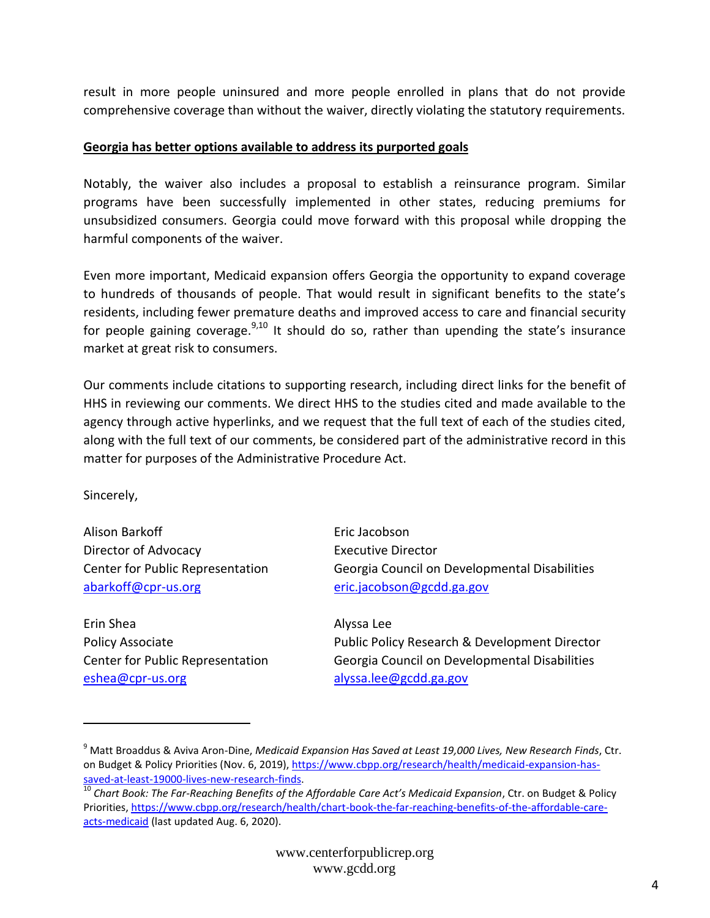result in more people uninsured and more people enrolled in plans that do not provide comprehensive coverage than without the waiver, directly violating the statutory requirements.

**Georgia has better options available to address its purported goals**

Notably, the waiver also includes a proposal to establish a reinsurance program. Similar programs have been successfully implemented in other states, reducing premiums for unsubsidized consumers. Georgia could move forward with this proposal while dropping the harmful components of the waiver.

Even more important, Medicaid expansion offers Georgia the opportunity to expand coverage to hundreds of thousands of people. That would result in significant benefits to the state's residents, including fewer premature deaths and improved access to care and financial security for people gaining coverage.[9,10] It should do so, rather than upending the state's insurance market at great risk to consumers.

Our comments include citations to supporting research, including direct links for the benefit of HHS in reviewing our comments. We direct HHS to the studies cited and made available to the agency through active hyperlinks, and we request that the full text of each of the studies cited, along with the full text of our comments, be considered part of the administrative record in this matter for purposes of the Administrative Procedure Act.

Sincerely,

Alison Barkoff
Director of Advocacy
Center for Public Representation
abarkoff@cpr-us.org

Erin Shea
Policy Associate
Center for Public Representation
eshea@cpr-us.org

Eric Jacobson
Executive Director
Georgia Council on Developmental Disabilities
eric.jacobson@gcdd.ga.gov

Alyssa Lee
Public Policy Research & Development Director
Georgia Council on Developmental Disabilities
alyssa.lee@gcdd.ga.gov

---

[9] Matt Broaddus & Aviva Aron-Dine, *Medicaid Expansion Has Saved at Least 19,000 Lives, New Research Finds*, Ctr. on Budget & Policy Priorities (Nov. 6, 2019), https://www.cbpp.org/research/health/medicaid-expansion-has-saved-at-least-19000-lives-new-research-finds.

[10] *Chart Book: The Far-Reaching Benefits of the Affordable Care Act's Medicaid Expansion*, Ctr. on Budget & Policy Priorities, https://www.cbpp.org/research/health/chart-book-the-far-reaching-benefits-of-the-affordable-care-acts-medicaid (last updated Aug. 6, 2020).

www.centerforpublicrep.org
www.gcdd.org